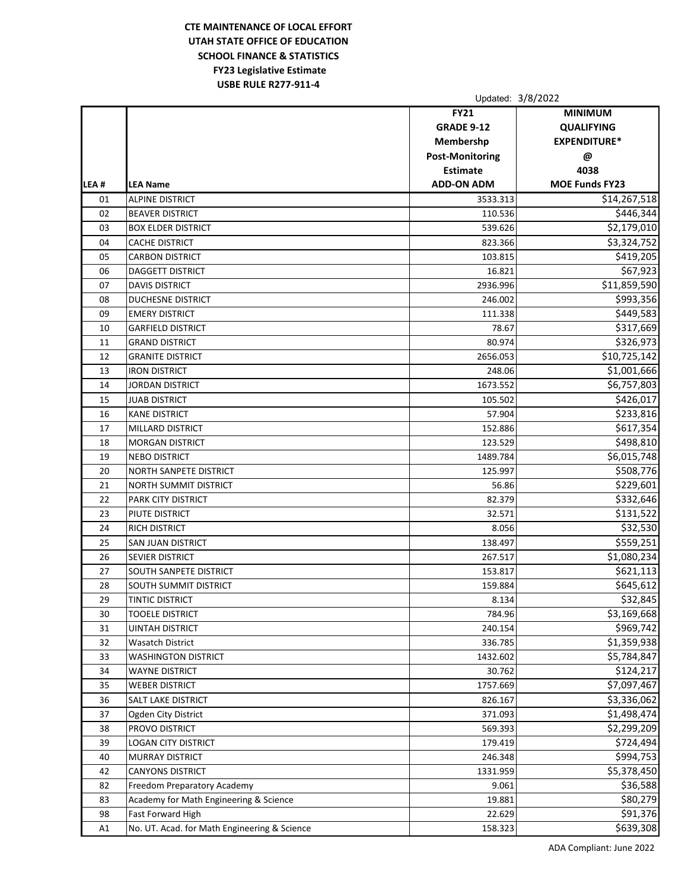**CTE MAINTENANCE OF LOCAL EFFORT**

**UTAH STATE OFFICE OF EDUCATION**

**SCHOOL FINANCE & STATISTICS**

**FY23 Legislative Estimate**

**USBE RULE R277-911-4**

Updated: 3/8/2022

| LEA # | LEA Name | FY21 GRADE 9-12 Membershp Post-Monitoring Estimate ADD-ON ADM | MINIMUM QUALIFYING EXPENDITURE* @ 4038 MOE Funds FY23 |
|---|---|---|---|
| 01 | ALPINE DISTRICT | 3533.313 | $14,267,518 |
| 02 | BEAVER DISTRICT | 110.536 | $446,344 |
| 03 | BOX ELDER DISTRICT | 539.626 | $2,179,010 |
| 04 | CACHE DISTRICT | 823.366 | $3,324,752 |
| 05 | CARBON DISTRICT | 103.815 | $419,205 |
| 06 | DAGGETT DISTRICT | 16.821 | $67,923 |
| 07 | DAVIS DISTRICT | 2936.996 | $11,859,590 |
| 08 | DUCHESNE DISTRICT | 246.002 | $993,356 |
| 09 | EMERY DISTRICT | 111.338 | $449,583 |
| 10 | GARFIELD DISTRICT | 78.67 | $317,669 |
| 11 | GRAND DISTRICT | 80.974 | $326,973 |
| 12 | GRANITE DISTRICT | 2656.053 | $10,725,142 |
| 13 | IRON DISTRICT | 248.06 | $1,001,666 |
| 14 | JORDAN DISTRICT | 1673.552 | $6,757,803 |
| 15 | JUAB DISTRICT | 105.502 | $426,017 |
| 16 | KANE DISTRICT | 57.904 | $233,816 |
| 17 | MILLARD DISTRICT | 152.886 | $617,354 |
| 18 | MORGAN DISTRICT | 123.529 | $498,810 |
| 19 | NEBO DISTRICT | 1489.784 | $6,015,748 |
| 20 | NORTH SANPETE DISTRICT | 125.997 | $508,776 |
| 21 | NORTH SUMMIT DISTRICT | 56.86 | $229,601 |
| 22 | PARK CITY DISTRICT | 82.379 | $332,646 |
| 23 | PIUTE DISTRICT | 32.571 | $131,522 |
| 24 | RICH DISTRICT | 8.056 | $32,530 |
| 25 | SAN JUAN DISTRICT | 138.497 | $559,251 |
| 26 | SEVIER DISTRICT | 267.517 | $1,080,234 |
| 27 | SOUTH SANPETE DISTRICT | 153.817 | $621,113 |
| 28 | SOUTH SUMMIT DISTRICT | 159.884 | $645,612 |
| 29 | TINTIC DISTRICT | 8.134 | $32,845 |
| 30 | TOOELE DISTRICT | 784.96 | $3,169,668 |
| 31 | UINTAH DISTRICT | 240.154 | $969,742 |
| 32 | Wasatch District | 336.785 | $1,359,938 |
| 33 | WASHINGTON DISTRICT | 1432.602 | $5,784,847 |
| 34 | WAYNE DISTRICT | 30.762 | $124,217 |
| 35 | WEBER DISTRICT | 1757.669 | $7,097,467 |
| 36 | SALT LAKE DISTRICT | 826.167 | $3,336,062 |
| 37 | Ogden City District | 371.093 | $1,498,474 |
| 38 | PROVO DISTRICT | 569.393 | $2,299,209 |
| 39 | LOGAN CITY DISTRICT | 179.419 | $724,494 |
| 40 | MURRAY DISTRICT | 246.348 | $994,753 |
| 42 | CANYONS DISTRICT | 1331.959 | $5,378,450 |
| 82 | Freedom Preparatory Academy | 9.061 | $36,588 |
| 83 | Academy for Math Engineering & Science | 19.881 | $80,279 |
| 98 | Fast Forward High | 22.629 | $91,376 |
| A1 | No. UT. Acad. for Math Engineering & Science | 158.323 | $639,308 |

ADA Compliant: June 2022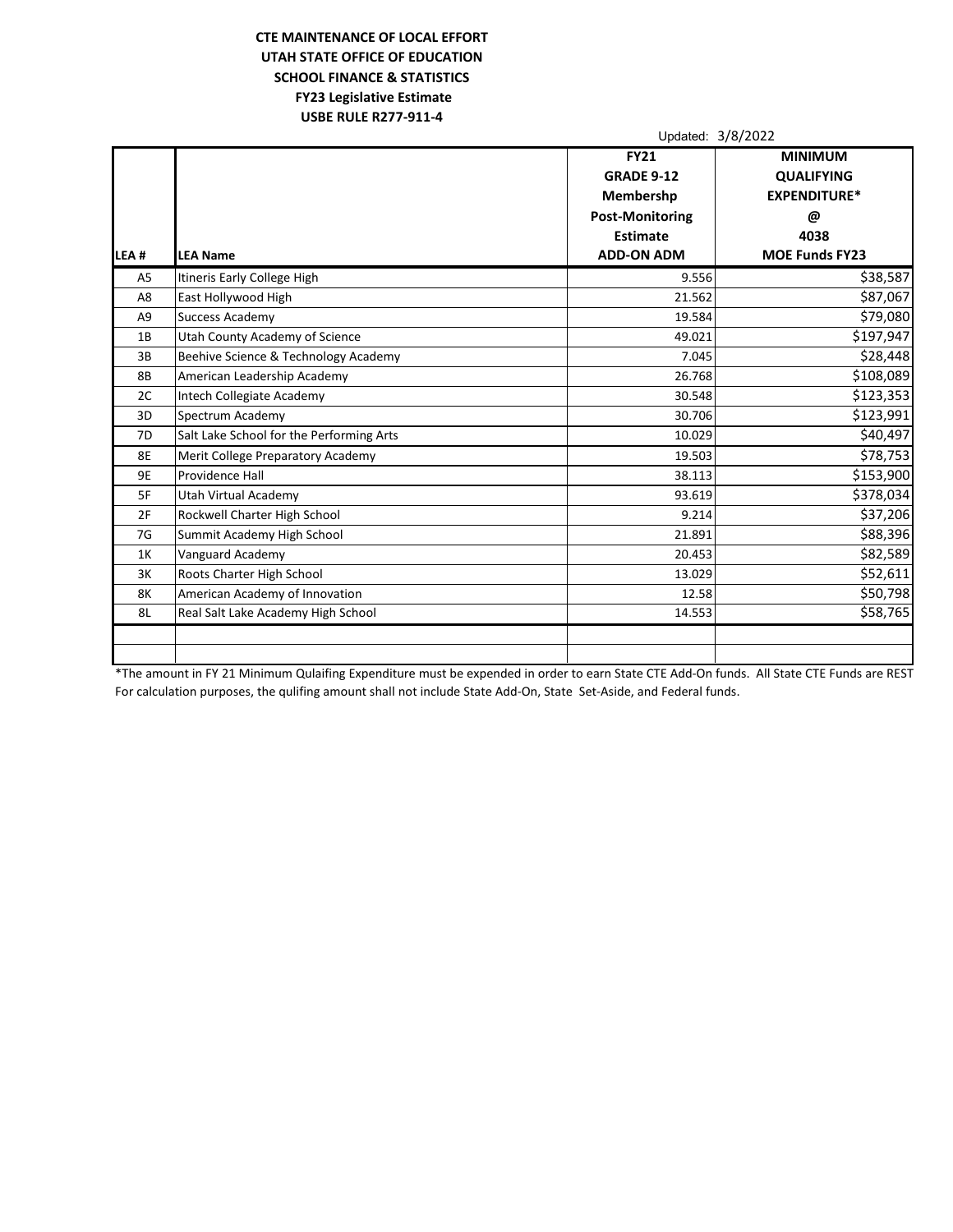**CTE MAINTENANCE OF LOCAL EFFORT**
**UTAH STATE OFFICE OF EDUCATION**
**SCHOOL FINANCE & STATISTICS**
**FY23 Legislative Estimate**
**USBE RULE R277-911-4**

Updated: 3/8/2022

| LEA # | LEA Name | FY21 GRADE 9-12 Membershp Post-Monitoring Estimate ADD-ON ADM | MINIMUM QUALIFYING EXPENDITURE* @ 4038 MOE Funds FY23 |
|---|---|---|---|
| A5 | Itineris Early College High | 9.556 | $38,587 |
| A8 | East Hollywood High | 21.562 | $87,067 |
| A9 | Success Academy | 19.584 | $79,080 |
| 1B | Utah County Academy of Science | 49.021 | $197,947 |
| 3B | Beehive Science & Technology Academy | 7.045 | $28,448 |
| 8B | American Leadership Academy | 26.768 | $108,089 |
| 2C | Intech Collegiate Academy | 30.548 | $123,353 |
| 3D | Spectrum Academy | 30.706 | $123,991 |
| 7D | Salt Lake School for the Performing Arts | 10.029 | $40,497 |
| 8E | Merit College Preparatory Academy | 19.503 | $78,753 |
| 9E | Providence Hall | 38.113 | $153,900 |
| 5F | Utah Virtual Academy | 93.619 | $378,034 |
| 2F | Rockwell Charter High School | 9.214 | $37,206 |
| 7G | Summit Academy High School | 21.891 | $88,396 |
| 1K | Vanguard Academy | 20.453 | $82,589 |
| 3K | Roots Charter High School | 13.029 | $52,611 |
| 8K | American Academy of Innovation | 12.58 | $50,798 |
| 8L | Real Salt Lake Academy High School | 14.553 | $58,765 |
| | | | |
| | | | |

*The amount in FY 21 Minimum Qulaifing Expenditure must be expended in order to earn State CTE Add-On funds. All State CTE Funds are REST
For calculation purposes, the qulifing amount shall not include State Add-On, State Set-Aside, and Federal funds.